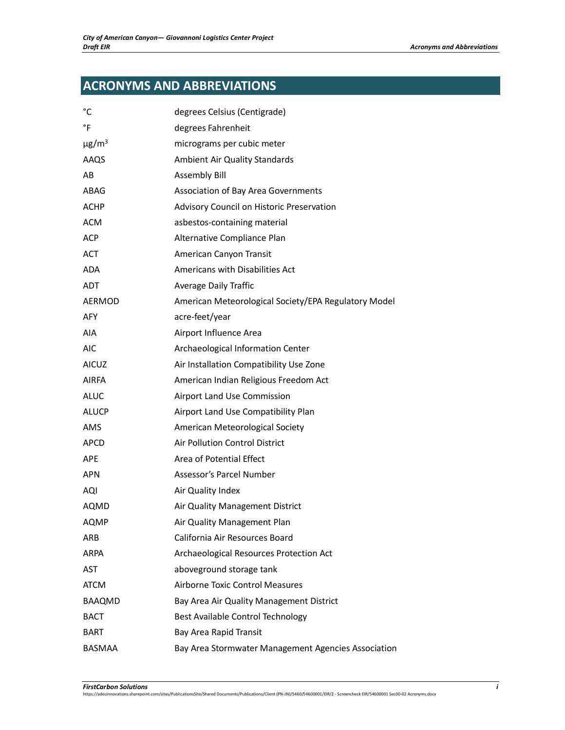# ACRONYMS AND ABBREVIATIONS

| | |
|---|---|
| °C | degrees Celsius (Centigrade) |
| °F | degrees Fahrenheit |
| $\mu g/m^3$ | micrograms per cubic meter |
| AAQS | Ambient Air Quality Standards |
| AB | Assembly Bill |
| ABAG | Association of Bay Area Governments |
| ACHP | Advisory Council on Historic Preservation |
| ACM | asbestos-containing material |
| ACP | Alternative Compliance Plan |
| ACT | American Canyon Transit |
| ADA | Americans with Disabilities Act |
| ADT | Average Daily Traffic |
| AERMOD | American Meteorological Society/EPA Regulatory Model |
| AFY | acre-feet/year |
| AIA | Airport Influence Area |
| AIC | Archaeological Information Center |
| AICUZ | Air Installation Compatibility Use Zone |
| AIRFA | American Indian Religious Freedom Act |
| ALUC | Airport Land Use Commission |
| ALUCP | Airport Land Use Compatibility Plan |
| AMS | American Meteorological Society |
| APCD | Air Pollution Control District |
| APE | Area of Potential Effect |
| APN | Assessor's Parcel Number |
| AQI | Air Quality Index |
| AQMD | Air Quality Management District |
| AQMP | Air Quality Management Plan |
| ARB | California Air Resources Board |
| ARPA | Archaeological Resources Protection Act |
| AST | aboveground storage tank |
| ATCM | Airborne Toxic Control Measures |
| BAAQMD | Bay Area Air Quality Management District |
| BACT | Best Available Control Technology |
| BART | Bay Area Rapid Transit |
| BASMAA | Bay Area Stormwater Management Agencies Association |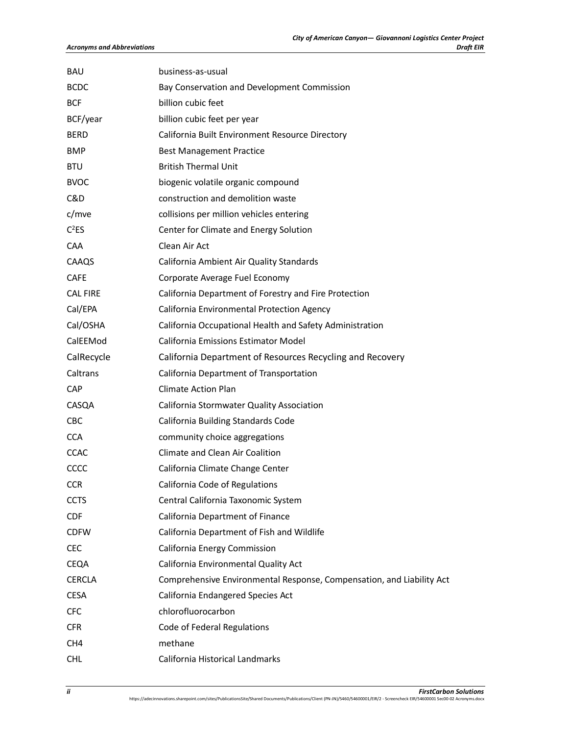| | |
|---|---|
| BAU | business-as-usual |
| BCDC | Bay Conservation and Development Commission |
| BCF | billion cubic feet |
| BCF/year | billion cubic feet per year |
| BERD | California Built Environment Resource Directory |
| BMP | Best Management Practice |
| BTU | British Thermal Unit |
| BVOC | biogenic volatile organic compound |
| C&D | construction and demolition waste |
| c/mve | collisions per million vehicles entering |
| $C^2ES$ | Center for Climate and Energy Solution |
| CAA | Clean Air Act |
| CAAQS | California Ambient Air Quality Standards |
| CAFE | Corporate Average Fuel Economy |
| CAL FIRE | California Department of Forestry and Fire Protection |
| Cal/EPA | California Environmental Protection Agency |
| Cal/OSHA | California Occupational Health and Safety Administration |
| CalEEMod | California Emissions Estimator Model |
| CalRecycle | California Department of Resources Recycling and Recovery |
| Caltrans | California Department of Transportation |
| CAP | Climate Action Plan |
| CASQA | California Stormwater Quality Association |
| CBC | California Building Standards Code |
| CCA | community choice aggregations |
| CCAC | Climate and Clean Air Coalition |
| CCCC | California Climate Change Center |
| CCR | California Code of Regulations |
| CCTS | Central California Taxonomic System |
| CDF | California Department of Finance |
| CDFW | California Department of Fish and Wildlife |
| CEC | California Energy Commission |
| CEQA | California Environmental Quality Act |
| CERCLA | Comprehensive Environmental Response, Compensation, and Liability Act |
| CESA | California Endangered Species Act |
| CFC | chlorofluorocarbon |
| CFR | Code of Federal Regulations |
| CH4 | methane |
| CHL | California Historical Landmarks |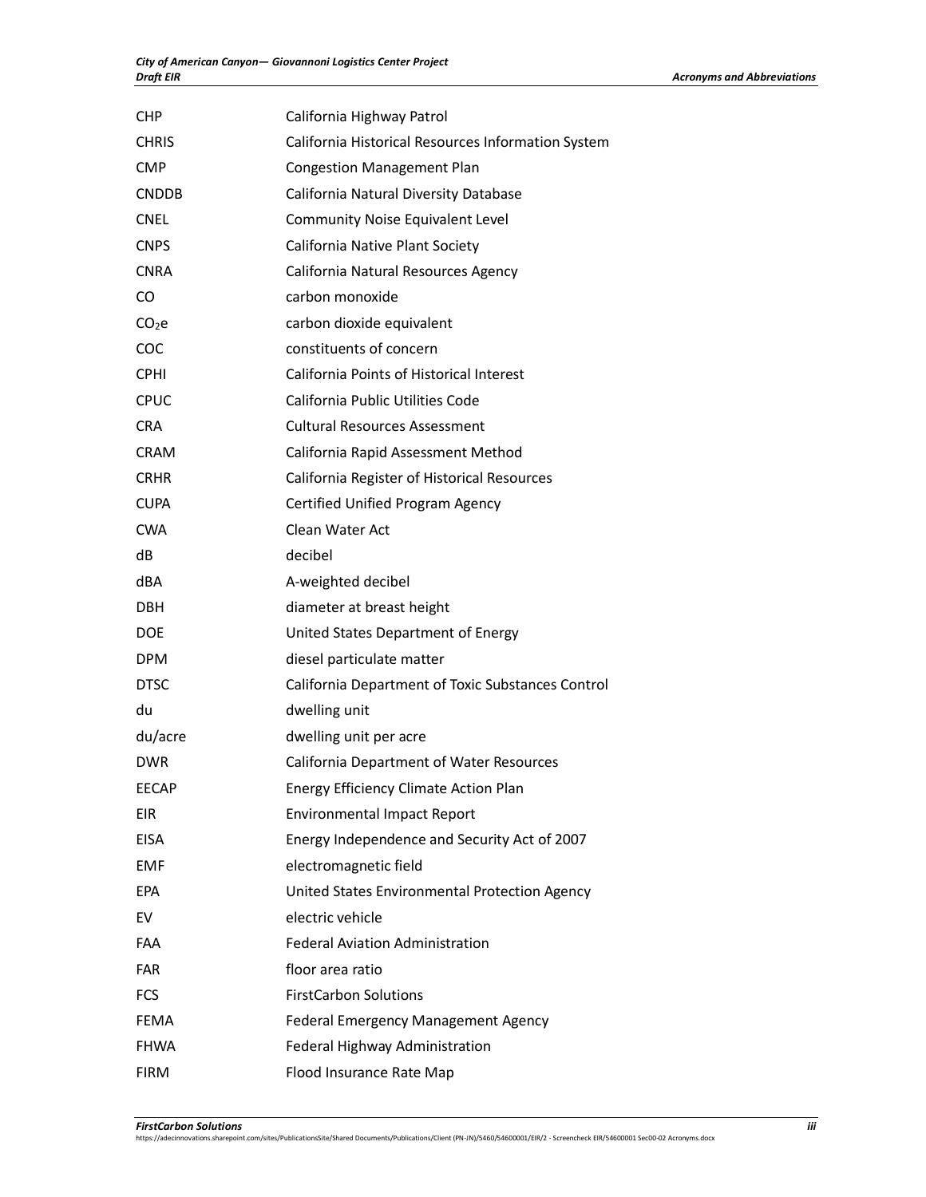| | |
|---|---|
| CHP | California Highway Patrol |
| CHRIS | California Historical Resources Information System |
| CMP | Congestion Management Plan |
| CNDDB | California Natural Diversity Database |
| CNEL | Community Noise Equivalent Level |
| CNPS | California Native Plant Society |
| CNRA | California Natural Resources Agency |
| CO | carbon monoxide |
| $CO_2e$ | carbon dioxide equivalent |
| COC | constituents of concern |
| CPHI | California Points of Historical Interest |
| CPUC | California Public Utilities Code |
| CRA | Cultural Resources Assessment |
| CRAM | California Rapid Assessment Method |
| CRHR | California Register of Historical Resources |
| CUPA | Certified Unified Program Agency |
| CWA | Clean Water Act |
| dB | decibel |
| dBA | A-weighted decibel |
| DBH | diameter at breast height |
| DOE | United States Department of Energy |
| DPM | diesel particulate matter |
| DTSC | California Department of Toxic Substances Control |
| du | dwelling unit |
| du/acre | dwelling unit per acre |
| DWR | California Department of Water Resources |
| EECAP | Energy Efficiency Climate Action Plan |
| EIR | Environmental Impact Report |
| EISA | Energy Independence and Security Act of 2007 |
| EMF | electromagnetic field |
| EPA | United States Environmental Protection Agency |
| EV | electric vehicle |
| FAA | Federal Aviation Administration |
| FAR | floor area ratio |
| FCS | FirstCarbon Solutions |
| FEMA | Federal Emergency Management Agency |
| FHWA | Federal Highway Administration |
| FIRM | Flood Insurance Rate Map |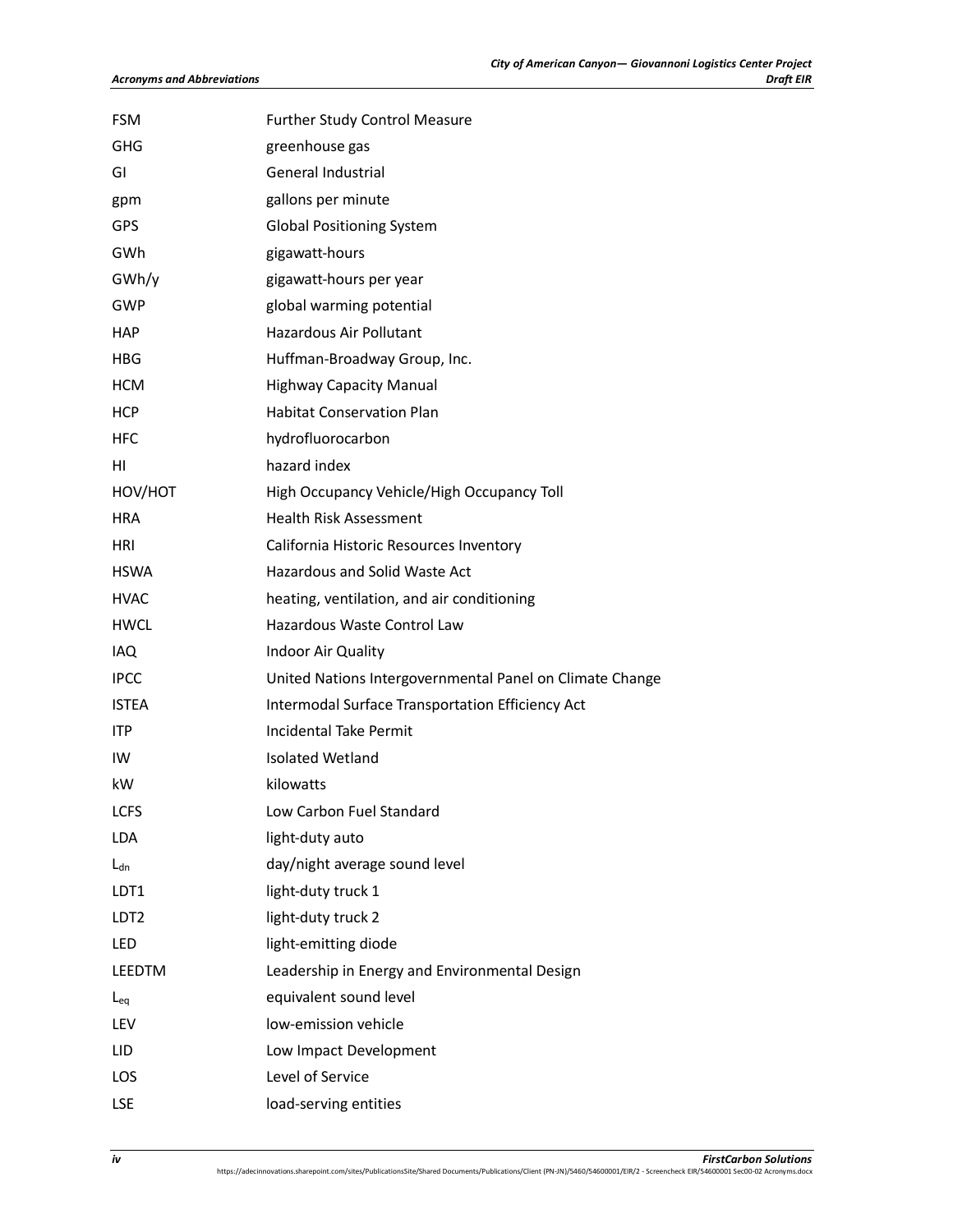| | |
|---|---|
| FSM | Further Study Control Measure |
| GHG | greenhouse gas |
| GI | General Industrial |
| gpm | gallons per minute |
| GPS | Global Positioning System |
| GWh | gigawatt-hours |
| GWh/y | gigawatt-hours per year |
| GWP | global warming potential |
| HAP | Hazardous Air Pollutant |
| HBG | Huffman-Broadway Group, Inc. |
| HCM | Highway Capacity Manual |
| HCP | Habitat Conservation Plan |
| HFC | hydrofluorocarbon |
| HI | hazard index |
| HOV/HOT | High Occupancy Vehicle/High Occupancy Toll |
| HRA | Health Risk Assessment |
| HRI | California Historic Resources Inventory |
| HSWA | Hazardous and Solid Waste Act |
| HVAC | heating, ventilation, and air conditioning |
| HWCL | Hazardous Waste Control Law |
| IAQ | Indoor Air Quality |
| IPCC | United Nations Intergovernmental Panel on Climate Change |
| ISTEA | Intermodal Surface Transportation Efficiency Act |
| ITP | Incidental Take Permit |
| IW | Isolated Wetland |
| kW | kilowatts |
| LCFS | Low Carbon Fuel Standard |
| LDA | light-duty auto |
| $L_{dn}$ | day/night average sound level |
| LDT1 | light-duty truck 1 |
| LDT2 | light-duty truck 2 |
| LED | light-emitting diode |
| LEEDTM | Leadership in Energy and Environmental Design |
| $L_{eq}$ | equivalent sound level |
| LEV | low-emission vehicle |
| LID | Low Impact Development |
| LOS | Level of Service |
| LSE | load-serving entities |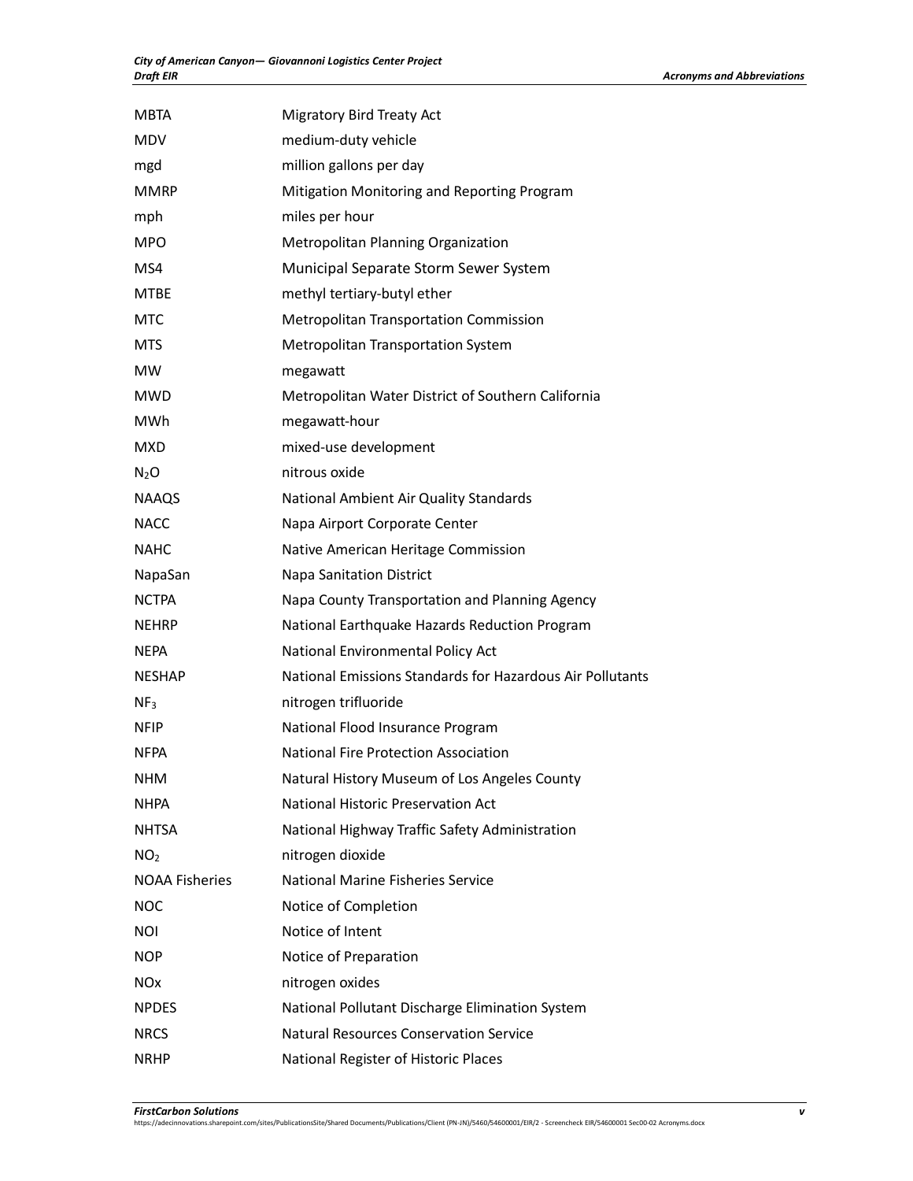| | |
|---|---|
| MBTA | Migratory Bird Treaty Act |
| MDV | medium-duty vehicle |
| mgd | million gallons per day |
| MMRP | Mitigation Monitoring and Reporting Program |
| mph | miles per hour |
| MPO | Metropolitan Planning Organization |
| MS4 | Municipal Separate Storm Sewer System |
| MTBE | methyl tertiary-butyl ether |
| MTC | Metropolitan Transportation Commission |
| MTS | Metropolitan Transportation System |
| MW | megawatt |
| MWD | Metropolitan Water District of Southern California |
| MWh | megawatt-hour |
| MXD | mixed-use development |
| $N_2O$ | nitrous oxide |
| NAAQS | National Ambient Air Quality Standards |
| NACC | Napa Airport Corporate Center |
| NAHC | Native American Heritage Commission |
| NapaSan | Napa Sanitation District |
| NCTPA | Napa County Transportation and Planning Agency |
| NEHRP | National Earthquake Hazards Reduction Program |
| NEPA | National Environmental Policy Act |
| NESHAP | National Emissions Standards for Hazardous Air Pollutants |
| $NF_3$ | nitrogen trifluoride |
| NFIP | National Flood Insurance Program |
| NFPA | National Fire Protection Association |
| NHM | Natural History Museum of Los Angeles County |
| NHPA | National Historic Preservation Act |
| NHTSA | National Highway Traffic Safety Administration |
| $NO_2$ | nitrogen dioxide |
| NOAA Fisheries | National Marine Fisheries Service |
| NOC | Notice of Completion |
| NOI | Notice of Intent |
| NOP | Notice of Preparation |
| NOx | nitrogen oxides |
| NPDES | National Pollutant Discharge Elimination System |
| NRCS | Natural Resources Conservation Service |
| NRHP | National Register of Historic Places |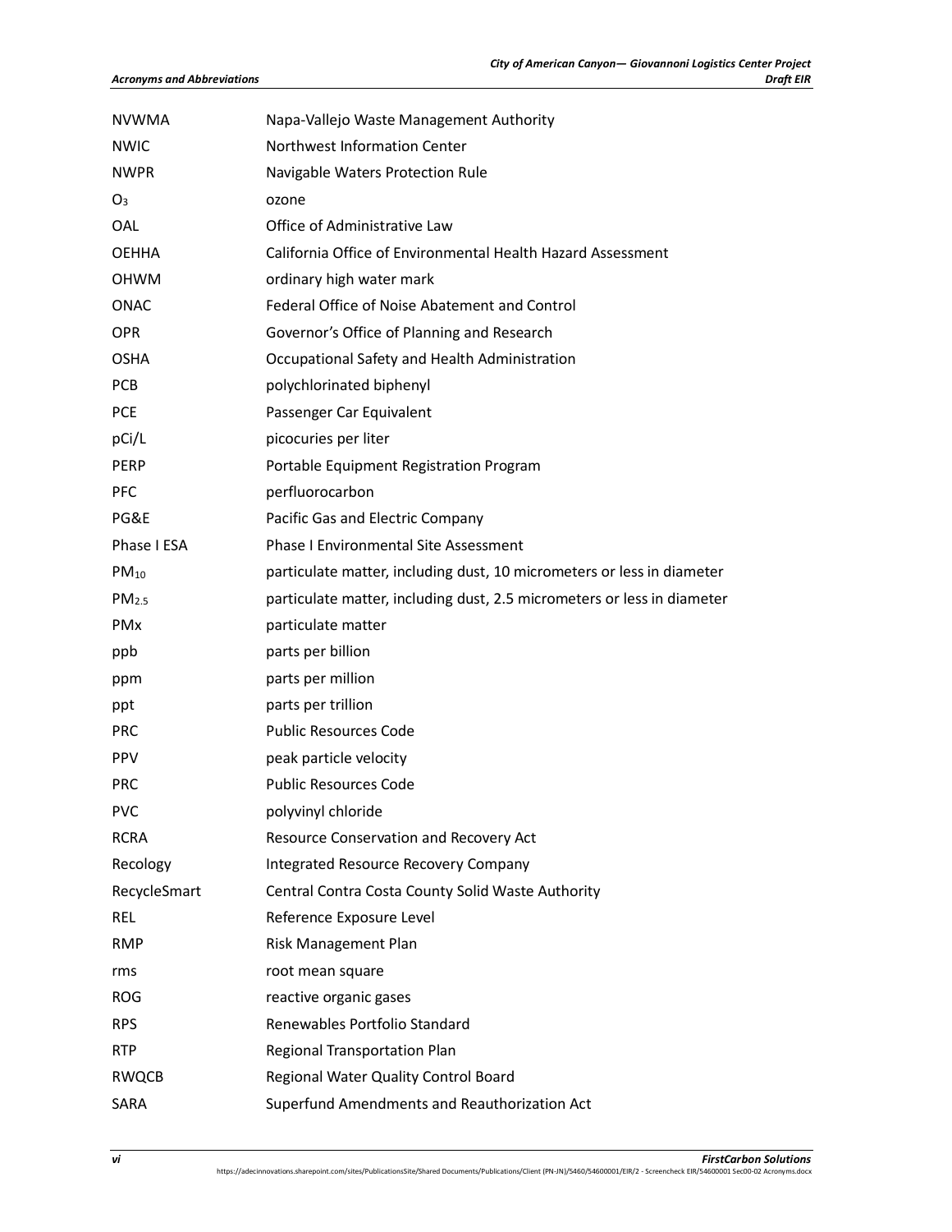| | |
|---|---|
| NVWMA | Napa-Vallejo Waste Management Authority |
| NWIC | Northwest Information Center |
| NWPR | Navigable Waters Protection Rule |
| $O_3$ | ozone |
| OAL | Office of Administrative Law |
| OEHHA | California Office of Environmental Health Hazard Assessment |
| OHWM | ordinary high water mark |
| ONAC | Federal Office of Noise Abatement and Control |
| OPR | Governor's Office of Planning and Research |
| OSHA | Occupational Safety and Health Administration |
| PCB | polychlorinated biphenyl |
| PCE | Passenger Car Equivalent |
| pCi/L | picocuries per liter |
| PERP | Portable Equipment Registration Program |
| PFC | perfluorocarbon |
| PG&E | Pacific Gas and Electric Company |
| Phase I ESA | Phase I Environmental Site Assessment |
| $PM_{10}$ | particulate matter, including dust, 10 micrometers or less in diameter |
| $PM_{2.5}$ | particulate matter, including dust, 2.5 micrometers or less in diameter |
| PMx | particulate matter |
| ppb | parts per billion |
| ppm | parts per million |
| ppt | parts per trillion |
| PRC | Public Resources Code |
| PPV | peak particle velocity |
| PRC | Public Resources Code |
| PVC | polyvinyl chloride |
| RCRA | Resource Conservation and Recovery Act |
| Recology | Integrated Resource Recovery Company |
| RecycleSmart | Central Contra Costa County Solid Waste Authority |
| REL | Reference Exposure Level |
| RMP | Risk Management Plan |
| rms | root mean square |
| ROG | reactive organic gases |
| RPS | Renewables Portfolio Standard |
| RTP | Regional Transportation Plan |
| RWQCB | Regional Water Quality Control Board |
| SARA | Superfund Amendments and Reauthorization Act |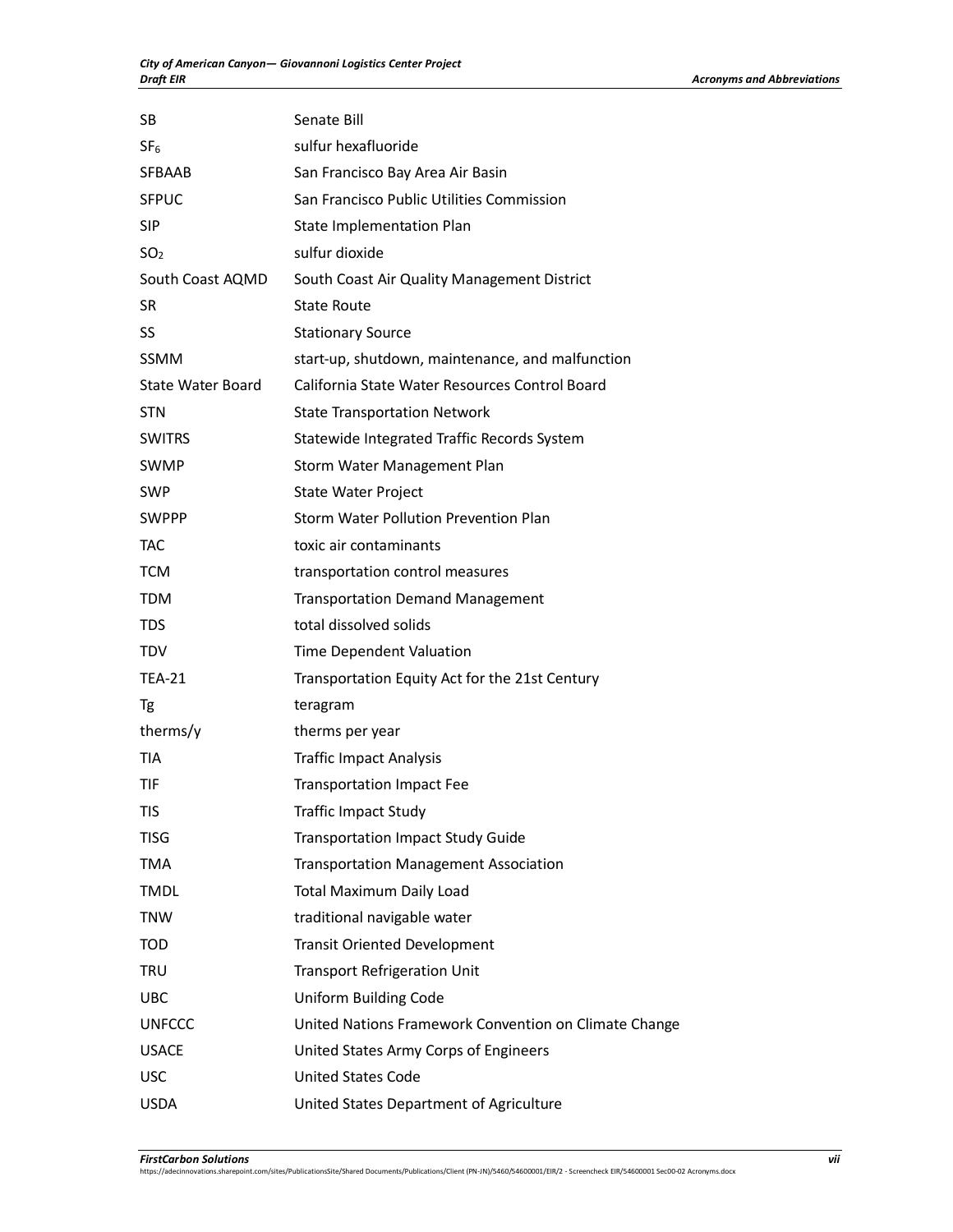| | |
|---|---|
| SB | Senate Bill |
| $SF_6$ | sulfur hexafluoride |
| SFBAAB | San Francisco Bay Area Air Basin |
| SFPUC | San Francisco Public Utilities Commission |
| SIP | State Implementation Plan |
| $SO_2$ | sulfur dioxide |
| South Coast AQMD | South Coast Air Quality Management District |
| SR | State Route |
| SS | Stationary Source |
| SSMM | start-up, shutdown, maintenance, and malfunction |
| State Water Board | California State Water Resources Control Board |
| STN | State Transportation Network |
| SWITRS | Statewide Integrated Traffic Records System |
| SWMP | Storm Water Management Plan |
| SWP | State Water Project |
| SWPPP | Storm Water Pollution Prevention Plan |
| TAC | toxic air contaminants |
| TCM | transportation control measures |
| TDM | Transportation Demand Management |
| TDS | total dissolved solids |
| TDV | Time Dependent Valuation |
| TEA-21 | Transportation Equity Act for the 21st Century |
| Tg | teragram |
| therms/y | therms per year |
| TIA | Traffic Impact Analysis |
| TIF | Transportation Impact Fee |
| TIS | Traffic Impact Study |
| TISG | Transportation Impact Study Guide |
| TMA | Transportation Management Association |
| TMDL | Total Maximum Daily Load |
| TNW | traditional navigable water |
| TOD | Transit Oriented Development |
| TRU | Transport Refrigeration Unit |
| UBC | Uniform Building Code |
| UNFCCC | United Nations Framework Convention on Climate Change |
| USACE | United States Army Corps of Engineers |
| USC | United States Code |
| USDA | United States Department of Agriculture |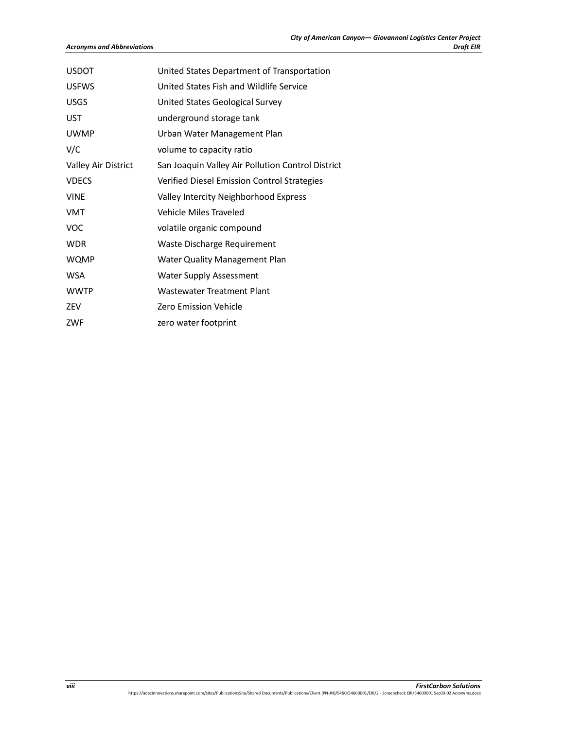| | |
|---|---|
| USDOT | United States Department of Transportation |
| USFWS | United States Fish and Wildlife Service |
| USGS | United States Geological Survey |
| UST | underground storage tank |
| UWMP | Urban Water Management Plan |
| V/C | volume to capacity ratio |
| Valley Air District | San Joaquin Valley Air Pollution Control District |
| VDECS | Verified Diesel Emission Control Strategies |
| VINE | Valley Intercity Neighborhood Express |
| VMT | Vehicle Miles Traveled |
| VOC | volatile organic compound |
| WDR | Waste Discharge Requirement |
| WQMP | Water Quality Management Plan |
| WSA | Water Supply Assessment |
| WWTP | Wastewater Treatment Plant |
| ZEV | Zero Emission Vehicle |
| ZWF | zero water footprint |